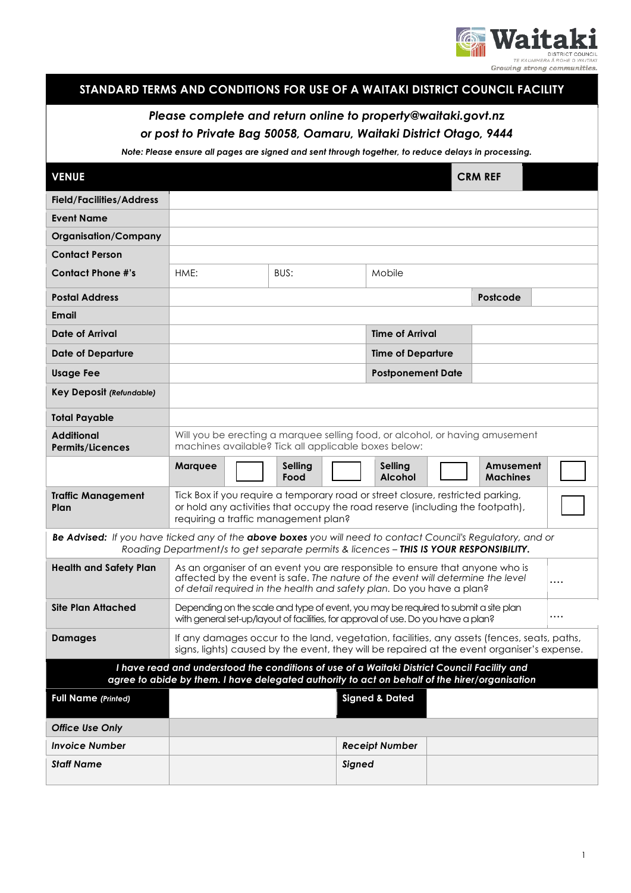Waitaki DISTRICT COUNCIL
TE KAUNIHERA Ā ROHE O WAITAKI
*Growing strong communities.*

# STANDARD TERMS AND CONDITIONS FOR USE OF A WAITAKI DISTRICT COUNCIL FACILITY

***Please complete and return online to property@waitaki.govt.nz***
***or post to Private Bag 50058, Oamaru, Waitaki District Otago, 9444***

***Note: Please ensure all pages are signed and sent through together, to reduce delays in processing.***

| **VENUE** | | | | **CRM REF** | |
|---|---|---|---|---|---|
| **Field/Facilities/Address** | | | | | |
| **Event Name** | | | | | |
| **Organisation/Company** | | | | | |
| **Contact Person** | | | | | |
| **Contact Phone #'s** | HME: | BUS: | Mobile | | |
| **Postal Address** | | | | **Postcode** | |
| **Email** | | | | | |
| **Date of Arrival** | | | **Time of Arrival** | | |
| **Date of Departure** | | | **Time of Departure** | | |
| **Usage Fee** | | | **Postponement Date** | | |
| **Key Deposit** ***(Refundable)*** | | | | | |
| **Total Payable** | | | | | |

| **Additional Permits/Licences** | Will you be erecting a marquee selling food, or alcohol, or having amusement machines available? Tick all applicable boxes below: | | | | | | | |
|---|---|---|---|---|---|---|---|---|
| | **Marquee** | ☐ | **Selling Food** | ☐ | **Selling Alcohol** | ☐ | **Amusement Machines** | ☐ |
| **Traffic Management Plan** | Tick Box if you require a temporary road or street closure, restricted parking, or hold any activities that occupy the road reserve (including the footpath), requiring a traffic management plan? | | | | | | | ☐ |

***Be Advised:*** *If you have ticked any of the* ***above boxes*** *you will need to contact Council's Regulatory, and or Roading Department/s to get separate permits & licences –* ***THIS IS YOUR RESPONSIBILITY.***

| | | |
|---|---|---|
| **Health and Safety Plan** | As an organiser of an event you are responsible to ensure that anyone who is affected by the event is safe. *The nature of the event will determine the level of detail required in the health and safety plan.* Do you have a plan? | …. |
| **Site Plan Attached** | Depending on the scale and type of event, you may be required to submit a site plan with general set-up/layout of facilities, for approval of use. Do you have a plan? | …. |
| **Damages** | If any damages occur to the land, vegetation, facilities, any assets (fences, seats, paths, signs, lights) caused by the event, they will be repaired at the event organiser's expense. | |

***I have read and understood the conditions of use of a Waitaki District Council Facility and agree to abide by them. I have delegated authority to act on behalf of the hirer/organisation***

| **Full Name** ***(Printed)*** | | **Signed & Dated** | |
|---|---|---|---|
| ***Office Use Only*** | | | |
| ***Invoice Number*** | | ***Receipt Number*** | |
| ***Staff Name*** | | ***Signed*** | |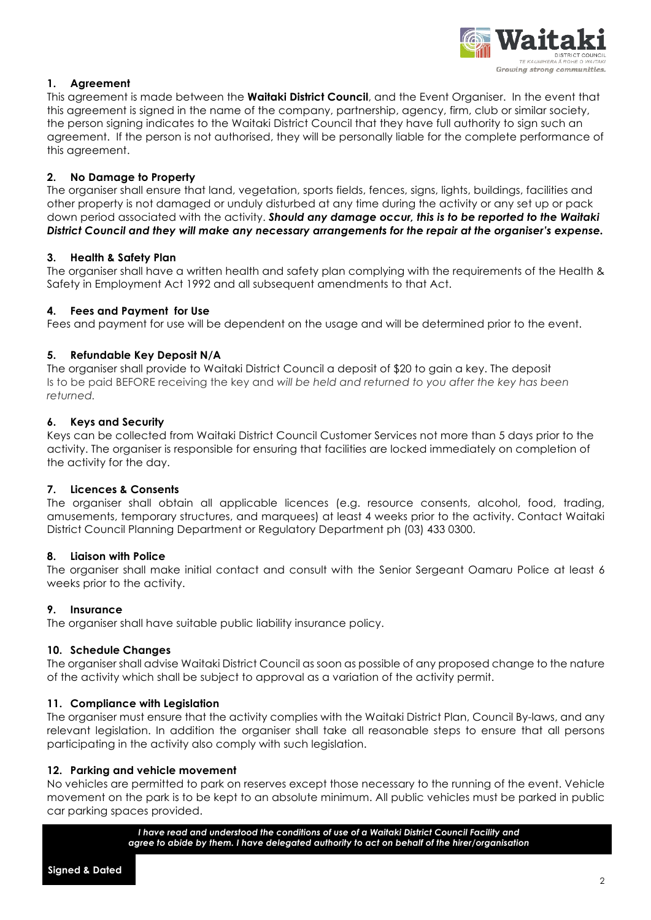## 1. Agreement

This agreement is made between the **Waitaki District Council**, and the Event Organiser. In the event that this agreement is signed in the name of the company, partnership, agency, firm, club or similar society, the person signing indicates to the Waitaki District Council that they have full authority to sign such an agreement. If the person is not authorised, they will be personally liable for the complete performance of this agreement.

## 2. No Damage to Property

The organiser shall ensure that land, vegetation, sports fields, fences, signs, lights, buildings, facilities and other property is not damaged or unduly disturbed at any time during the activity or any set up or pack down period associated with the activity. ***Should any damage occur, this is to be reported to the Waitaki District Council and they will make any necessary arrangements for the repair at the organiser's expense.***

## 3. Health & Safety Plan

The organiser shall have a written health and safety plan complying with the requirements of the Health & Safety in Employment Act 1992 and all subsequent amendments to that Act.

## 4. Fees and Payment for Use

Fees and payment for use will be dependent on the usage and will be determined prior to the event.

## 5. Refundable Key Deposit N/A

The organiser shall provide to Waitaki District Council a deposit of $20 to gain a key. The deposit Is to be paid BEFORE receiving the key and *will be held and returned to you after the key has been returned.*

## 6. Keys and Security

Keys can be collected from Waitaki District Council Customer Services not more than 5 days prior to the activity. The organiser is responsible for ensuring that facilities are locked immediately on completion of the activity for the day.

## 7. Licences & Consents

The organiser shall obtain all applicable licences (e.g. resource consents, alcohol, food, trading, amusements, temporary structures, and marquees) at least 4 weeks prior to the activity. Contact Waitaki District Council Planning Department or Regulatory Department ph (03) 433 0300.

## 8. Liaison with Police

The organiser shall make initial contact and consult with the Senior Sergeant Oamaru Police at least 6 weeks prior to the activity.

## 9. Insurance

The organiser shall have suitable public liability insurance policy.

## 10. Schedule Changes

The organiser shall advise Waitaki District Council as soon as possible of any proposed change to the nature of the activity which shall be subject to approval as a variation of the activity permit.

## 11. Compliance with Legislation

The organiser must ensure that the activity complies with the Waitaki District Plan, Council By-laws, and any relevant legislation. In addition the organiser shall take all reasonable steps to ensure that all persons participating in the activity also comply with such legislation.

## 12. Parking and vehicle movement

No vehicles are permitted to park on reserves except those necessary to the running of the event. Vehicle movement on the park is to be kept to an absolute minimum. All public vehicles must be parked in public car parking spaces provided.

***I have read and understood the conditions of use of a Waitaki District Council Facility and agree to abide by them. I have delegated authority to act on behalf of the hirer/organisation***

**Signed & Dated**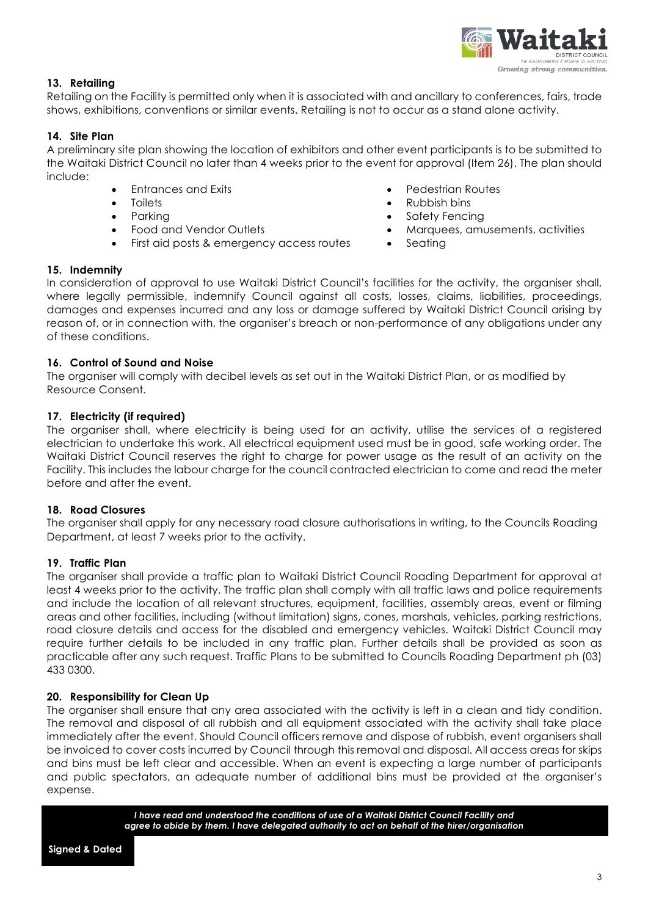### 13. Retailing

Retailing on the Facility is permitted only when it is associated with and ancillary to conferences, fairs, trade shows, exhibitions, conventions or similar events. Retailing is not to occur as a stand alone activity.

### 14. Site Plan

A preliminary site plan showing the location of exhibitors and other event participants is to be submitted to the Waitaki District Council no later than 4 weeks prior to the event for approval (Item 26). The plan should include:

- Entrances and Exits
- Toilets
- Parking
- Food and Vendor Outlets
- First aid posts & emergency access routes
- Pedestrian Routes
- Rubbish bins
- Safety Fencing
- Marquees, amusements, activities
- Seating

### 15. Indemnity

In consideration of approval to use Waitaki District Council's facilities for the activity, the organiser shall, where legally permissible, indemnify Council against all costs, losses, claims, liabilities, proceedings, damages and expenses incurred and any loss or damage suffered by Waitaki District Council arising by reason of, or in connection with, the organiser's breach or non-performance of any obligations under any of these conditions.

### 16. Control of Sound and Noise

The organiser will comply with decibel levels as set out in the Waitaki District Plan, or as modified by Resource Consent.

### 17. Electricity (if required)

The organiser shall, where electricity is being used for an activity, utilise the services of a registered electrician to undertake this work. All electrical equipment used must be in good, safe working order. The Waitaki District Council reserves the right to charge for power usage as the result of an activity on the Facility. This includes the labour charge for the council contracted electrician to come and read the meter before and after the event.

### 18. Road Closures

The organiser shall apply for any necessary road closure authorisations in writing, to the Councils Roading Department, at least 7 weeks prior to the activity.

### 19. Traffic Plan

The organiser shall provide a traffic plan to Waitaki District Council Roading Department for approval at least 4 weeks prior to the activity. The traffic plan shall comply with all traffic laws and police requirements and include the location of all relevant structures, equipment, facilities, assembly areas, event or filming areas and other facilities, including (without limitation) signs, cones, marshals, vehicles, parking restrictions, road closure details and access for the disabled and emergency vehicles. Waitaki District Council may require further details to be included in any traffic plan. Further details shall be provided as soon as practicable after any such request. Traffic Plans to be submitted to Councils Roading Department ph (03) 433 0300.

### 20. Responsibility for Clean Up

The organiser shall ensure that any area associated with the activity is left in a clean and tidy condition. The removal and disposal of all rubbish and all equipment associated with the activity shall take place immediately after the event. Should Council officers remove and dispose of rubbish, event organisers shall be invoiced to cover costs incurred by Council through this removal and disposal. All access areas for skips and bins must be left clear and accessible. When an event is expecting a large number of participants and public spectators, an adequate number of additional bins must be provided at the organiser's expense.

***I have read and understood the conditions of use of a Waitaki District Council Facility and agree to abide by them. I have delegated authority to act on behalf of the hirer/organisation***

**Signed & Dated**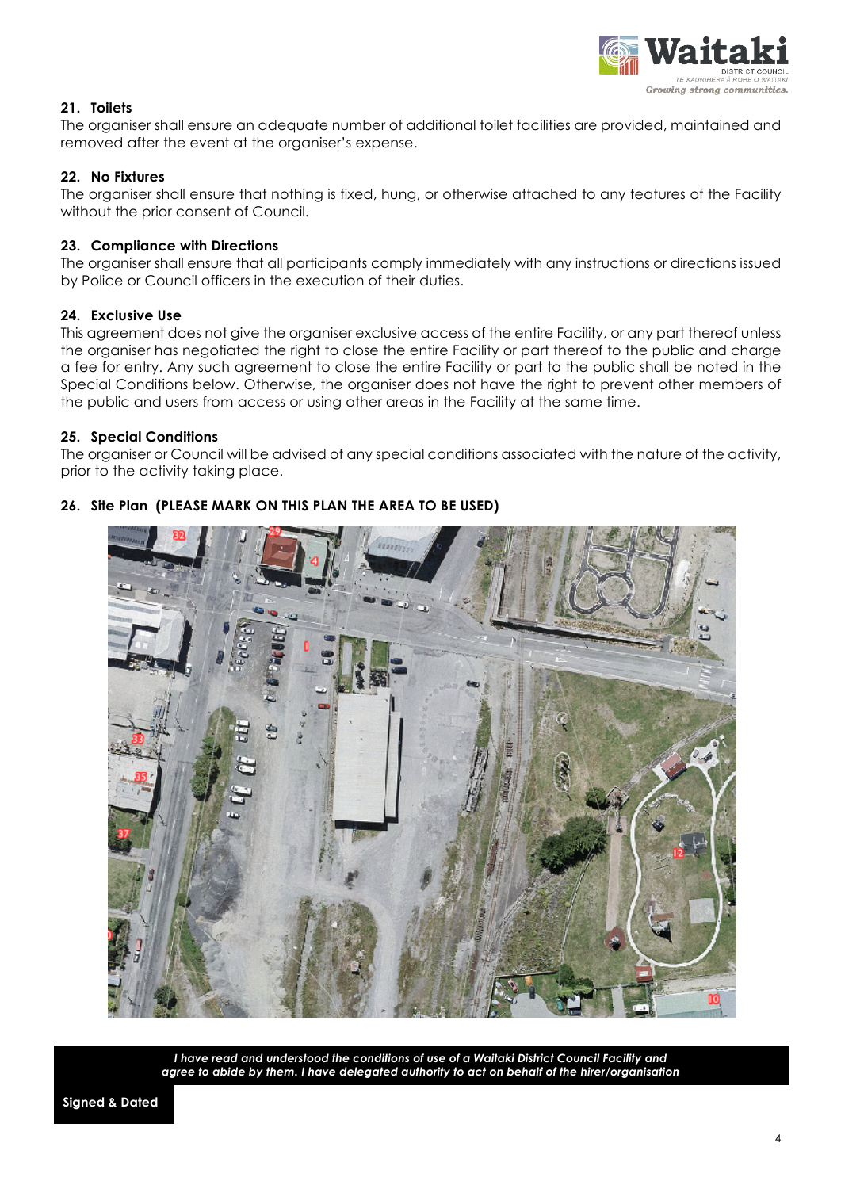### 21. Toilets

The organiser shall ensure an adequate number of additional toilet facilities are provided, maintained and removed after the event at the organiser's expense.

### 22. No Fixtures

The organiser shall ensure that nothing is fixed, hung, or otherwise attached to any features of the Facility without the prior consent of Council.

### 23. Compliance with Directions

The organiser shall ensure that all participants comply immediately with any instructions or directions issued by Police or Council officers in the execution of their duties.

### 24. Exclusive Use

This agreement does not give the organiser exclusive access of the entire Facility, or any part thereof unless the organiser has negotiated the right to close the entire Facility or part thereof to the public and charge a fee for entry. Any such agreement to close the entire Facility or part to the public shall be noted in the Special Conditions below. Otherwise, the organiser does not have the right to prevent other members of the public and users from access or using other areas in the Facility at the same time.

### 25. Special Conditions

The organiser or Council will be advised of any special conditions associated with the nature of the activity, prior to the activity taking place.

### 26. Site Plan (PLEASE MARK ON THIS PLAN THE AREA TO BE USED)

***I have read and understood the conditions of use of a Waitaki District Council Facility and agree to abide by them. I have delegated authority to act on behalf of the hirer/organisation***

**Signed & Dated**